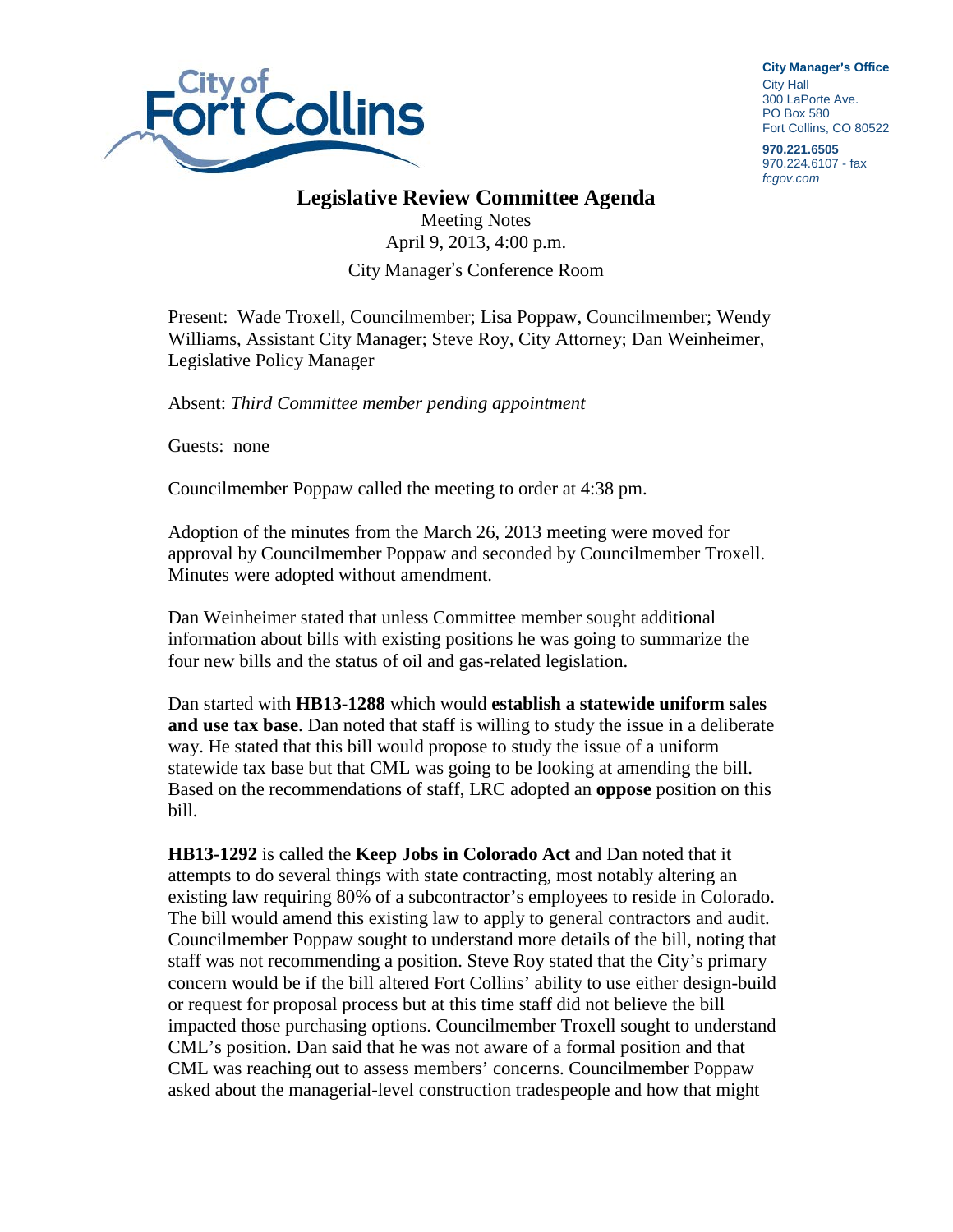**City Manager's Office**
City Hall
300 LaPorte Ave.
PO Box 580
Fort Collins, CO 80522

**970.221.6505**
970.224.6107 - fax
*fcgov.com*

# Legislative Review Committee Agenda

Meeting Notes
April 9, 2013, 4:00 p.m.
City Manager's Conference Room

Present: Wade Troxell, Councilmember; Lisa Poppaw, Councilmember; Wendy Williams, Assistant City Manager; Steve Roy, City Attorney; Dan Weinheimer, Legislative Policy Manager

Absent: *Third Committee member pending appointment*

Guests: none

Councilmember Poppaw called the meeting to order at 4:38 pm.

Adoption of the minutes from the March 26, 2013 meeting were moved for approval by Councilmember Poppaw and seconded by Councilmember Troxell. Minutes were adopted without amendment.

Dan Weinheimer stated that unless Committee member sought additional information about bills with existing positions he was going to summarize the four new bills and the status of oil and gas-related legislation.

Dan started with **HB13-1288** which would **establish a statewide uniform sales and use tax base**. Dan noted that staff is willing to study the issue in a deliberate way. He stated that this bill would propose to study the issue of a uniform statewide tax base but that CML was going to be looking at amending the bill. Based on the recommendations of staff, LRC adopted an **oppose** position on this bill.

**HB13-1292** is called the **Keep Jobs in Colorado Act** and Dan noted that it attempts to do several things with state contracting, most notably altering an existing law requiring 80% of a subcontractor's employees to reside in Colorado. The bill would amend this existing law to apply to general contractors and audit. Councilmember Poppaw sought to understand more details of the bill, noting that staff was not recommending a position. Steve Roy stated that the City's primary concern would be if the bill altered Fort Collins' ability to use either design-build or request for proposal process but at this time staff did not believe the bill impacted those purchasing options. Councilmember Troxell sought to understand CML's position. Dan said that he was not aware of a formal position and that CML was reaching out to assess members' concerns. Councilmember Poppaw asked about the managerial-level construction tradespeople and how that might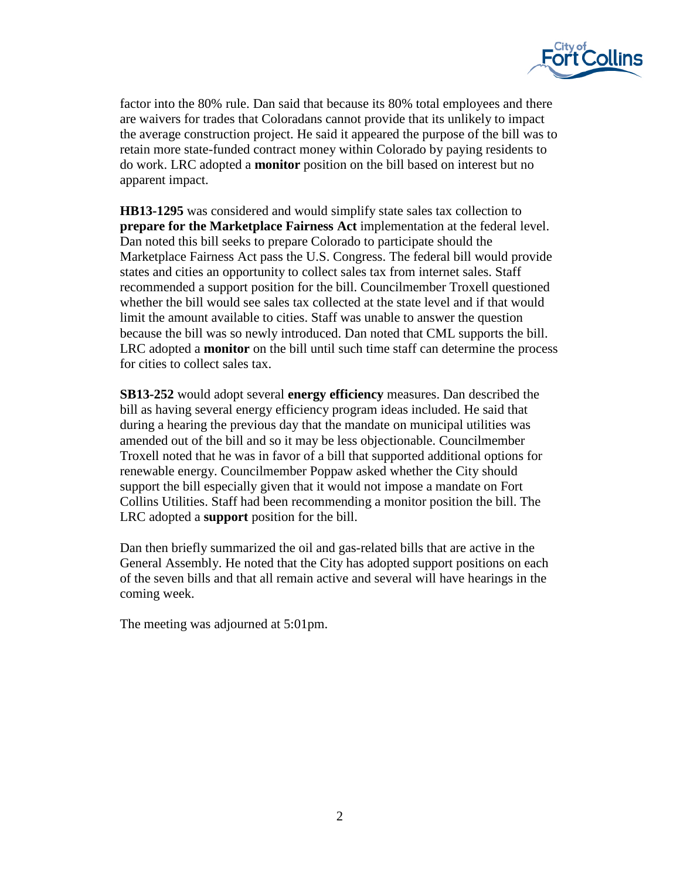factor into the 80% rule. Dan said that because its 80% total employees and there are waivers for trades that Coloradans cannot provide that its unlikely to impact the average construction project. He said it appeared the purpose of the bill was to retain more state-funded contract money within Colorado by paying residents to do work. LRC adopted a **monitor** position on the bill based on interest but no apparent impact.

**HB13-1295** was considered and would simplify state sales tax collection to **prepare for the Marketplace Fairness Act** implementation at the federal level. Dan noted this bill seeks to prepare Colorado to participate should the Marketplace Fairness Act pass the U.S. Congress. The federal bill would provide states and cities an opportunity to collect sales tax from internet sales. Staff recommended a support position for the bill. Councilmember Troxell questioned whether the bill would see sales tax collected at the state level and if that would limit the amount available to cities. Staff was unable to answer the question because the bill was so newly introduced. Dan noted that CML supports the bill. LRC adopted a **monitor** on the bill until such time staff can determine the process for cities to collect sales tax.

**SB13-252** would adopt several **energy efficiency** measures. Dan described the bill as having several energy efficiency program ideas included. He said that during a hearing the previous day that the mandate on municipal utilities was amended out of the bill and so it may be less objectionable. Councilmember Troxell noted that he was in favor of a bill that supported additional options for renewable energy. Councilmember Poppaw asked whether the City should support the bill especially given that it would not impose a mandate on Fort Collins Utilities. Staff had been recommending a monitor position the bill. The LRC adopted a **support** position for the bill.

Dan then briefly summarized the oil and gas-related bills that are active in the General Assembly. He noted that the City has adopted support positions on each of the seven bills and that all remain active and several will have hearings in the coming week.

The meeting was adjourned at 5:01pm.